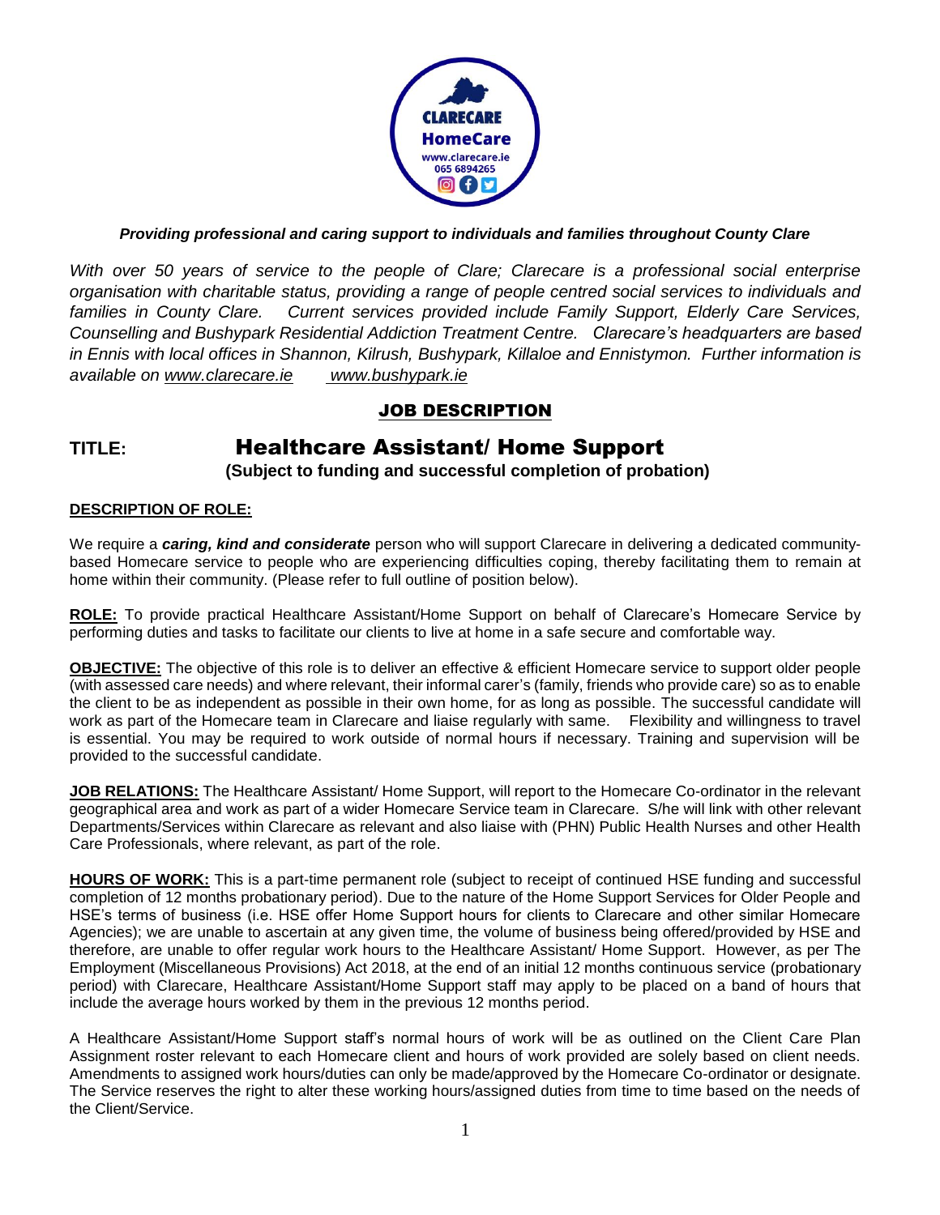***Providing professional and caring support to individuals and families throughout County Clare***

*With over 50 years of service to the people of Clare; Clarecare is a professional social enterprise organisation with charitable status, providing a range of people centred social services to individuals and families in County Clare. Current services provided include Family Support, Elderly Care Services, Counselling and Bushypark Residential Addiction Treatment Centre. Clarecare's headquarters are based in Ennis with local offices in Shannon, Kilrush, Bushypark, Killaloe and Ennistymon. Further information is available on www.clarecare.ie www.bushypark.ie*

## JOB DESCRIPTION

# TITLE: Healthcare Assistant/ Home Support

**(Subject to funding and successful completion of probation)**

**DESCRIPTION OF ROLE:**

We require a ***caring, kind and considerate*** person who will support Clarecare in delivering a dedicated community-based Homecare service to people who are experiencing difficulties coping, thereby facilitating them to remain at home within their community. (Please refer to full outline of position below).

**ROLE:** To provide practical Healthcare Assistant/Home Support on behalf of Clarecare's Homecare Service by performing duties and tasks to facilitate our clients to live at home in a safe secure and comfortable way.

**OBJECTIVE:** The objective of this role is to deliver an effective & efficient Homecare service to support older people (with assessed care needs) and where relevant, their informal carer's (family, friends who provide care) so as to enable the client to be as independent as possible in their own home, for as long as possible. The successful candidate will work as part of the Homecare team in Clarecare and liaise regularly with same. Flexibility and willingness to travel is essential. You may be required to work outside of normal hours if necessary. Training and supervision will be provided to the successful candidate.

**JOB RELATIONS:** The Healthcare Assistant/ Home Support, will report to the Homecare Co-ordinator in the relevant geographical area and work as part of a wider Homecare Service team in Clarecare. S/he will link with other relevant Departments/Services within Clarecare as relevant and also liaise with (PHN) Public Health Nurses and other Health Care Professionals, where relevant, as part of the role.

**HOURS OF WORK:** This is a part-time permanent role (subject to receipt of continued HSE funding and successful completion of 12 months probationary period). Due to the nature of the Home Support Services for Older People and HSE's terms of business (i.e. HSE offer Home Support hours for clients to Clarecare and other similar Homecare Agencies); we are unable to ascertain at any given time, the volume of business being offered/provided by HSE and therefore, are unable to offer regular work hours to the Healthcare Assistant/ Home Support. However, as per The Employment (Miscellaneous Provisions) Act 2018, at the end of an initial 12 months continuous service (probationary period) with Clarecare, Healthcare Assistant/Home Support staff may apply to be placed on a band of hours that include the average hours worked by them in the previous 12 months period.

A Healthcare Assistant/Home Support staff's normal hours of work will be as outlined on the Client Care Plan Assignment roster relevant to each Homecare client and hours of work provided are solely based on client needs. Amendments to assigned work hours/duties can only be made/approved by the Homecare Co-ordinator or designate. The Service reserves the right to alter these working hours/assigned duties from time to time based on the needs of the Client/Service.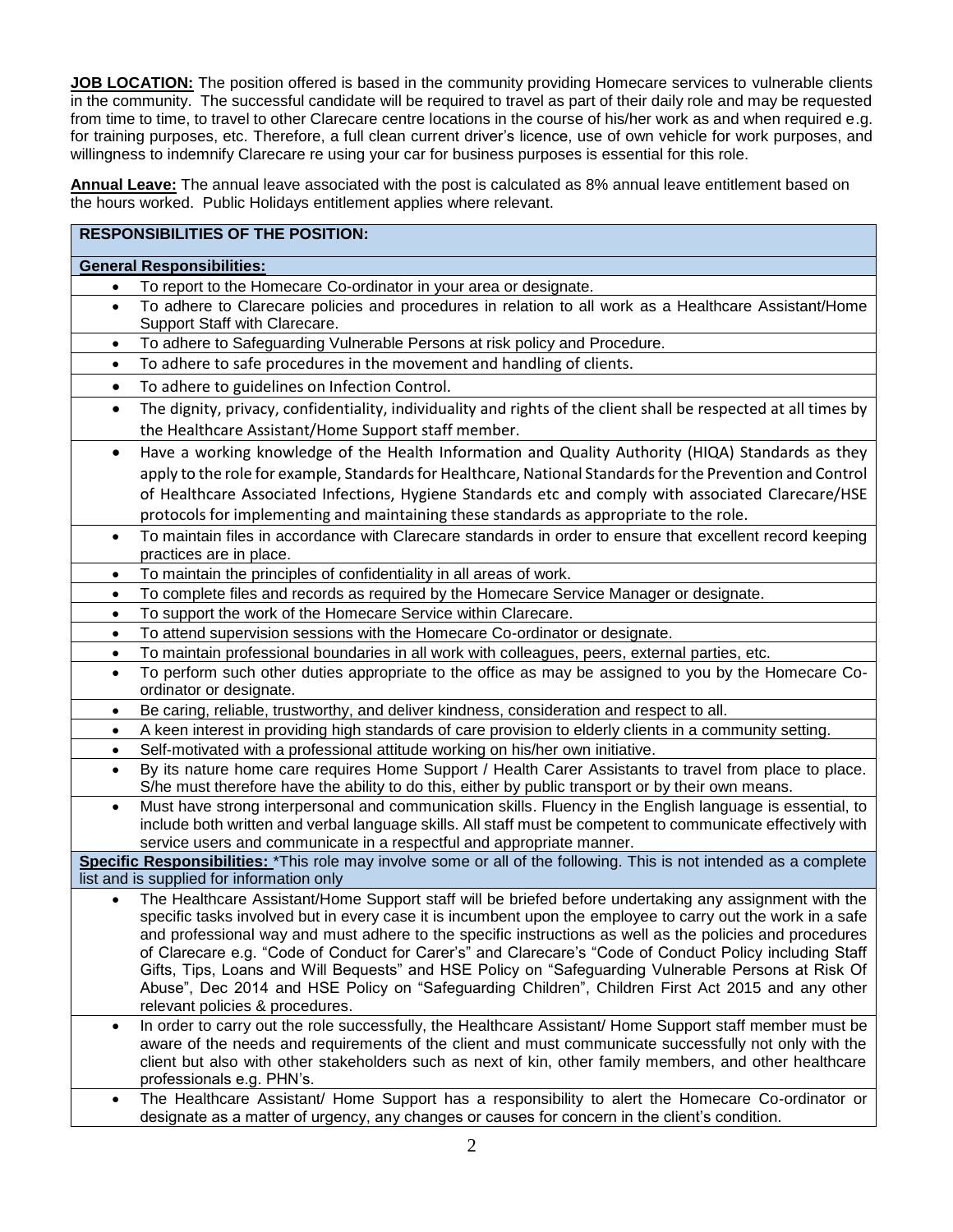**JOB LOCATION:** The position offered is based in the community providing Homecare services to vulnerable clients in the community. The successful candidate will be required to travel as part of their daily role and may be requested from time to time, to travel to other Clarecare centre locations in the course of his/her work as and when required e.g. for training purposes, etc. Therefore, a full clean current driver's licence, use of own vehicle for work purposes, and willingness to indemnify Clarecare re using your car for business purposes is essential for this role.

**Annual Leave:** The annual leave associated with the post is calculated as 8% annual leave entitlement based on the hours worked. Public Holidays entitlement applies where relevant.

## RESPONSIBILITIES OF THE POSITION:

**General Responsibilities:**

- To report to the Homecare Co-ordinator in your area or designate.
- To adhere to Clarecare policies and procedures in relation to all work as a Healthcare Assistant/Home Support Staff with Clarecare.
- To adhere to Safeguarding Vulnerable Persons at risk policy and Procedure.
- To adhere to safe procedures in the movement and handling of clients.
- To adhere to guidelines on Infection Control.
- The dignity, privacy, confidentiality, individuality and rights of the client shall be respected at all times by the Healthcare Assistant/Home Support staff member.
- Have a working knowledge of the Health Information and Quality Authority (HIQA) Standards as they apply to the role for example, Standards for Healthcare, National Standards for the Prevention and Control of Healthcare Associated Infections, Hygiene Standards etc and comply with associated Clarecare/HSE protocols for implementing and maintaining these standards as appropriate to the role.
- To maintain files in accordance with Clarecare standards in order to ensure that excellent record keeping practices are in place.
- To maintain the principles of confidentiality in all areas of work.
- To complete files and records as required by the Homecare Service Manager or designate.
- To support the work of the Homecare Service within Clarecare.
- To attend supervision sessions with the Homecare Co-ordinator or designate.
- To maintain professional boundaries in all work with colleagues, peers, external parties, etc.
- To perform such other duties appropriate to the office as may be assigned to you by the Homecare Co-ordinator or designate.
- Be caring, reliable, trustworthy, and deliver kindness, consideration and respect to all.
- A keen interest in providing high standards of care provision to elderly clients in a community setting.
- Self-motivated with a professional attitude working on his/her own initiative.
- By its nature home care requires Home Support / Health Carer Assistants to travel from place to place. S/he must therefore have the ability to do this, either by public transport or by their own means.
- Must have strong interpersonal and communication skills. Fluency in the English language is essential, to include both written and verbal language skills. All staff must be competent to communicate effectively with service users and communicate in a respectful and appropriate manner.

**Specific Responsibilities:** *This role may involve some or all of the following. This is not intended as a complete list and is supplied for information only

- The Healthcare Assistant/Home Support staff will be briefed before undertaking any assignment with the specific tasks involved but in every case it is incumbent upon the employee to carry out the work in a safe and professional way and must adhere to the specific instructions as well as the policies and procedures of Clarecare e.g. "Code of Conduct for Carer's" and Clarecare's "Code of Conduct Policy including Staff Gifts, Tips, Loans and Will Bequests" and HSE Policy on "Safeguarding Vulnerable Persons at Risk Of Abuse", Dec 2014 and HSE Policy on "Safeguarding Children", Children First Act 2015 and any other relevant policies & procedures.
- In order to carry out the role successfully, the Healthcare Assistant/ Home Support staff member must be aware of the needs and requirements of the client and must communicate successfully not only with the client but also with other stakeholders such as next of kin, other family members, and other healthcare professionals e.g. PHN's.
- The Healthcare Assistant/ Home Support has a responsibility to alert the Homecare Co-ordinator or designate as a matter of urgency, any changes or causes for concern in the client's condition.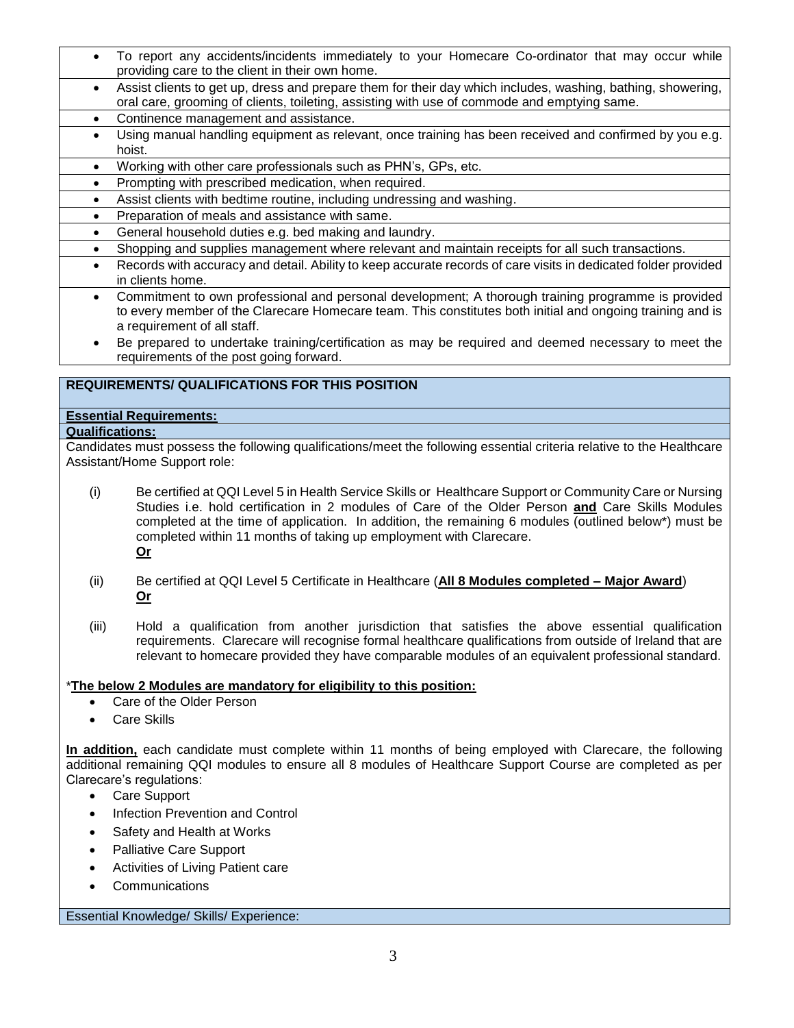- To report any accidents/incidents immediately to your Homecare Co-ordinator that may occur while providing care to the client in their own home.
- Assist clients to get up, dress and prepare them for their day which includes, washing, bathing, showering, oral care, grooming of clients, toileting, assisting with use of commode and emptying same.
- Continence management and assistance.
- Using manual handling equipment as relevant, once training has been received and confirmed by you e.g. hoist.
- Working with other care professionals such as PHN's, GPs, etc.
- Prompting with prescribed medication, when required.
- Assist clients with bedtime routine, including undressing and washing.
- Preparation of meals and assistance with same.
- General household duties e.g. bed making and laundry.
- Shopping and supplies management where relevant and maintain receipts for all such transactions.
- Records with accuracy and detail. Ability to keep accurate records of care visits in dedicated folder provided in clients home.
- Commitment to own professional and personal development; A thorough training programme is provided to every member of the Clarecare Homecare team. This constitutes both initial and ongoing training and is a requirement of all staff.
- Be prepared to undertake training/certification as may be required and deemed necessary to meet the requirements of the post going forward.

## REQUIREMENTS/ QUALIFICATIONS FOR THIS POSITION

**Essential Requirements:**

**Qualifications:**

Candidates must possess the following qualifications/meet the following essential criteria relative to the Healthcare Assistant/Home Support role:

(i) Be certified at QQI Level 5 in Health Service Skills or Healthcare Support or Community Care or Nursing Studies i.e. hold certification in 2 modules of Care of the Older Person **and** Care Skills Modules completed at the time of application. In addition, the remaining 6 modules (outlined below*) must be completed within 11 months of taking up employment with Clarecare.
**Or**

(ii) Be certified at QQI Level 5 Certificate in Healthcare (**All 8 Modules completed – Major Award**)
**Or**

(iii) Hold a qualification from another jurisdiction that satisfies the above essential qualification requirements. Clarecare will recognise formal healthcare qualifications from outside of Ireland that are relevant to homecare provided they have comparable modules of an equivalent professional standard.

*__The below 2 Modules are mandatory for eligibility to this position:__
- Care of the Older Person
- Care Skills

**In addition,** each candidate must complete within 11 months of being employed with Clarecare, the following additional remaining QQI modules to ensure all 8 modules of Healthcare Support Course are completed as per Clarecare's regulations:
- Care Support
- Infection Prevention and Control
- Safety and Health at Works
- Palliative Care Support
- Activities of Living Patient care
- Communications

Essential Knowledge/ Skills/ Experience: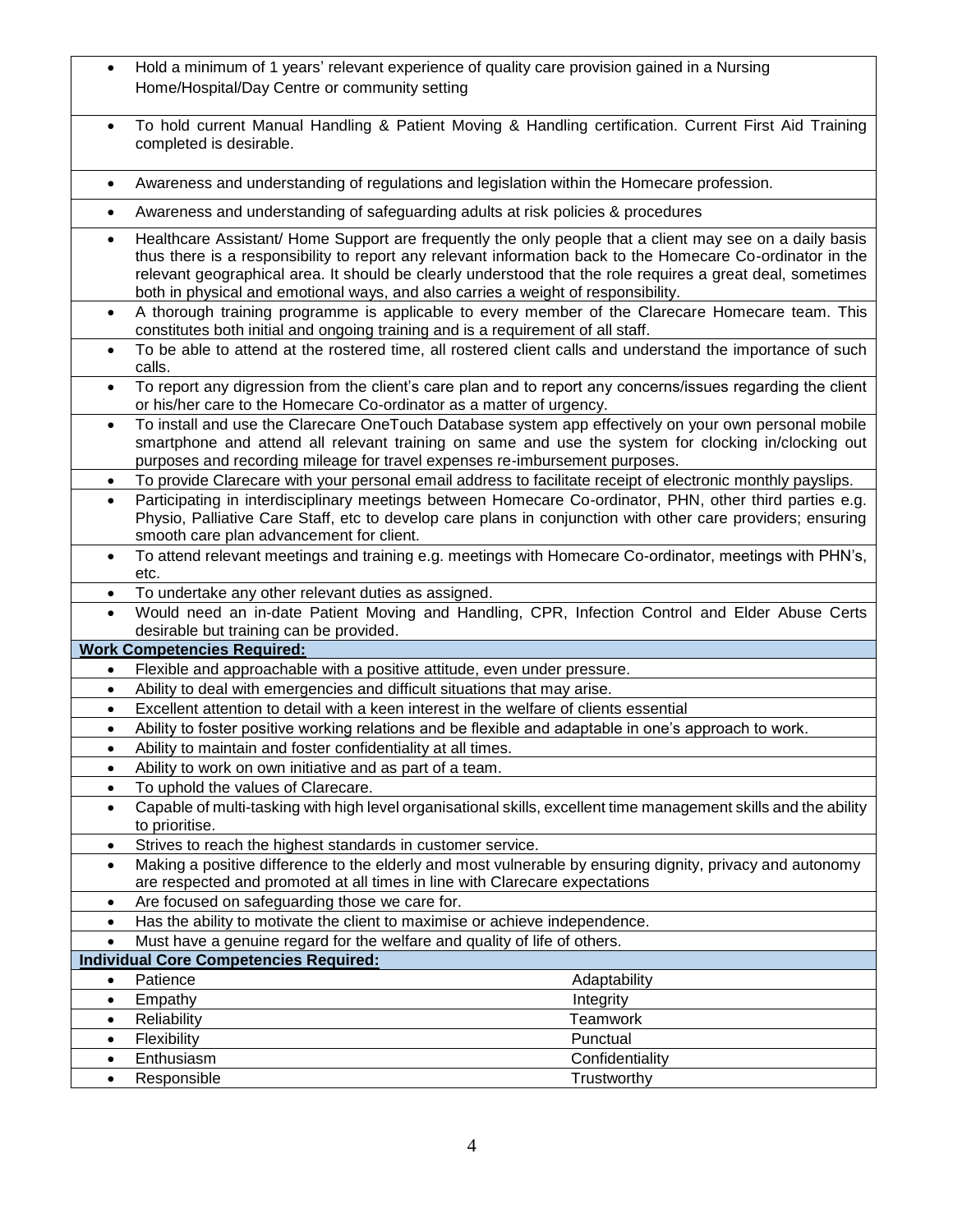- Hold a minimum of 1 years' relevant experience of quality care provision gained in a Nursing Home/Hospital/Day Centre or community setting
- To hold current Manual Handling & Patient Moving & Handling certification. Current First Aid Training completed is desirable.
- Awareness and understanding of regulations and legislation within the Homecare profession.
- Awareness and understanding of safeguarding adults at risk policies & procedures
- Healthcare Assistant/ Home Support are frequently the only people that a client may see on a daily basis thus there is a responsibility to report any relevant information back to the Homecare Co-ordinator in the relevant geographical area. It should be clearly understood that the role requires a great deal, sometimes both in physical and emotional ways, and also carries a weight of responsibility.
- A thorough training programme is applicable to every member of the Clarecare Homecare team. This constitutes both initial and ongoing training and is a requirement of all staff.
- To be able to attend at the rostered time, all rostered client calls and understand the importance of such calls.
- To report any digression from the client's care plan and to report any concerns/issues regarding the client or his/her care to the Homecare Co-ordinator as a matter of urgency.
- To install and use the Clarecare OneTouch Database system app effectively on your own personal mobile smartphone and attend all relevant training on same and use the system for clocking in/clocking out purposes and recording mileage for travel expenses re-imbursement purposes.
- To provide Clarecare with your personal email address to facilitate receipt of electronic monthly payslips.
- Participating in interdisciplinary meetings between Homecare Co-ordinator, PHN, other third parties e.g. Physio, Palliative Care Staff, etc to develop care plans in conjunction with other care providers; ensuring smooth care plan advancement for client.
- To attend relevant meetings and training e.g. meetings with Homecare Co-ordinator, meetings with PHN's, etc.
- To undertake any other relevant duties as assigned.
- Would need an in-date Patient Moving and Handling, CPR, Infection Control and Elder Abuse Certs desirable but training can be provided.

**Work Competencies Required:**

- Flexible and approachable with a positive attitude, even under pressure.
- Ability to deal with emergencies and difficult situations that may arise.
- Excellent attention to detail with a keen interest in the welfare of clients essential
- Ability to foster positive working relations and be flexible and adaptable in one's approach to work.
- Ability to maintain and foster confidentiality at all times.
- Ability to work on own initiative and as part of a team.
- To uphold the values of Clarecare.
- Capable of multi-tasking with high level organisational skills, excellent time management skills and the ability to prioritise.
- Strives to reach the highest standards in customer service.
- Making a positive difference to the elderly and most vulnerable by ensuring dignity, privacy and autonomy are respected and promoted at all times in line with Clarecare expectations
- Are focused on safeguarding those we care for.
- Has the ability to motivate the client to maximise or achieve independence.
- Must have a genuine regard for the welfare and quality of life of others.

**Individual Core Competencies Required:**

| | |
|---|---|
| • Patience | Adaptability |
| • Empathy | Integrity |
| • Reliability | Teamwork |
| • Flexibility | Punctual |
| • Enthusiasm | Confidentiality |
| • Responsible | Trustworthy |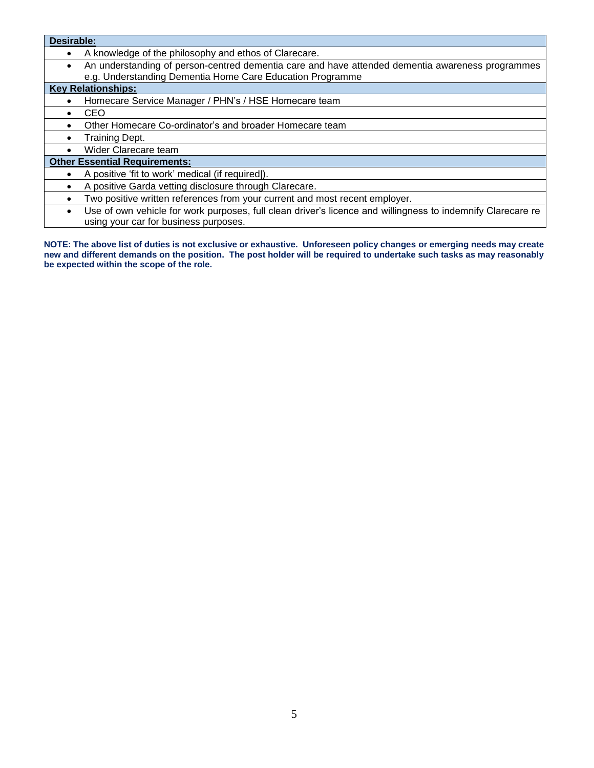| **Desirable:** |
|---|
| • A knowledge of the philosophy and ethos of Clarecare. |
| • An understanding of person-centred dementia care and have attended dementia awareness programmes e.g. Understanding Dementia Home Care Education Programme |
| **Key Relationships:** |
| • Homecare Service Manager / PHN's / HSE Homecare team |
| • CEO |
| • Other Homecare Co-ordinator's and broader Homecare team |
| • Training Dept. |
| • Wider Clarecare team |
| **Other Essential Requirements:** |
| • A positive 'fit to work' medical (if required\|). |
| • A positive Garda vetting disclosure through Clarecare. |
| • Two positive written references from your current and most recent employer. |
| • Use of own vehicle for work purposes, full clean driver's licence and willingness to indemnify Clarecare re using your car for business purposes. |

**NOTE: The above list of duties is not exclusive or exhaustive. Unforeseen policy changes or emerging needs may create new and different demands on the position. The post holder will be required to undertake such tasks as may reasonably be expected within the scope of the role.**